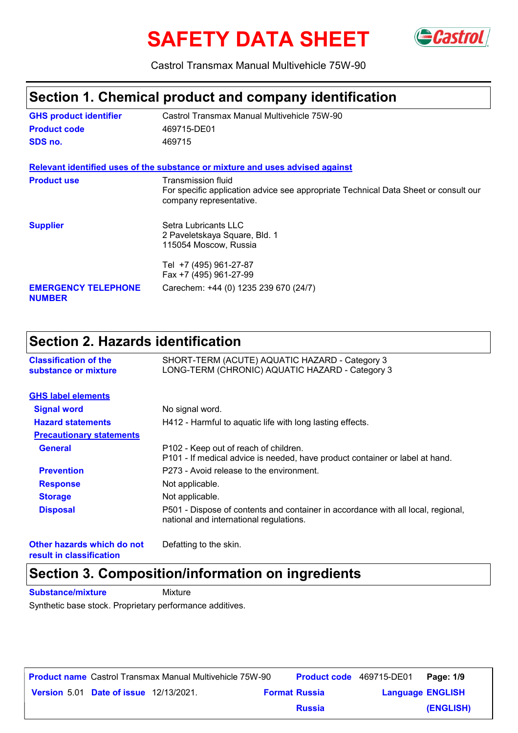# SAFETY DATA SHEET

Castrol Transmax Manual Multivehicle 75W-90

## Section 1. Chemical product and company identification

**GHS product identifier** Castrol Transmax Manual Multivehicle 75W-90
**Product code** 469715-DE01
**SDS no.** 469715

**Relevant identified uses of the substance or mixture and uses advised against**

**Product use** Transmission fluid
For specific application advice see appropriate Technical Data Sheet or consult our company representative.

**Supplier** Setra Lubricants LLC
2 Paveletskaya Square, Bld. 1
115054 Moscow, Russia

Tel +7 (495) 961-27-87
Fax +7 (495) 961-27-99

**EMERGENCY TELEPHONE NUMBER** Carechem: +44 (0) 1235 239 670 (24/7)

## Section 2. Hazards identification

**Classification of the substance or mixture** SHORT-TERM (ACUTE) AQUATIC HAZARD - Category 3
LONG-TERM (CHRONIC) AQUATIC HAZARD - Category 3

**GHS label elements**

**Signal word** No signal word.

**Hazard statements** H412 - Harmful to aquatic life with long lasting effects.

**Precautionary statements**

**General** P102 - Keep out of reach of children.
P101 - If medical advice is needed, have product container or label at hand.

**Prevention** P273 - Avoid release to the environment.

**Response** Not applicable.

**Storage** Not applicable.

**Disposal** P501 - Dispose of contents and container in accordance with all local, regional, national and international regulations.

**Other hazards which do not result in classification** Defatting to the skin.

## Section 3. Composition/information on ingredients

**Substance/mixture** Mixture

Synthetic base stock. Proprietary performance additives.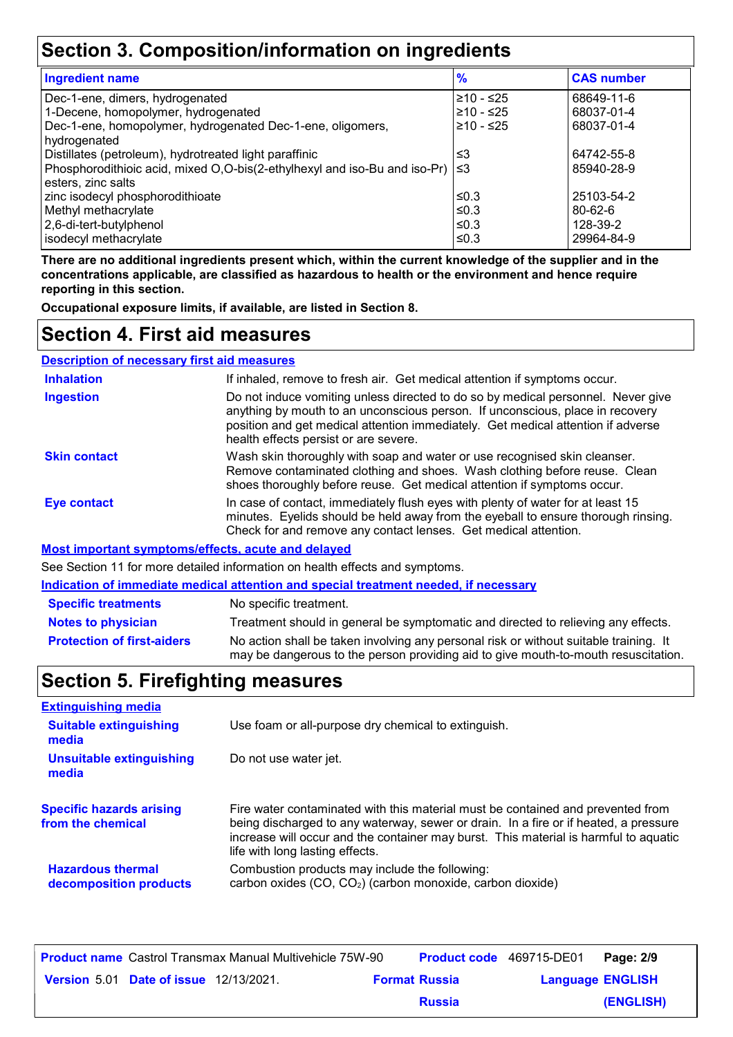## Section 3. Composition/information on ingredients

| Ingredient name | % | CAS number |
|---|---|---|
| Dec-1-ene, dimers, hydrogenated | ≥10 - ≤25 | 68649-11-6 |
| 1-Decene, homopolymer, hydrogenated | ≥10 - ≤25 | 68037-01-4 |
| Dec-1-ene, homopolymer, hydrogenated Dec-1-ene, oligomers, hydrogenated | ≥10 - ≤25 | 68037-01-4 |
| Distillates (petroleum), hydrotreated light paraffinic | ≤3 | 64742-55-8 |
| Phosphorodithioic acid, mixed O,O-bis(2-ethylhexyl and iso-Bu and iso-Pr) esters, zinc salts | ≤3 | 85940-28-9 |
| zinc isodecyl phosphorodithioate | ≤0.3 | 25103-54-2 |
| Methyl methacrylate | ≤0.3 | 80-62-6 |
| 2,6-di-tert-butylphenol | ≤0.3 | 128-39-2 |
| isodecyl methacrylate | ≤0.3 | 29964-84-9 |

**There are no additional ingredients present which, within the current knowledge of the supplier and in the concentrations applicable, are classified as hazardous to health or the environment and hence require reporting in this section.**

**Occupational exposure limits, if available, are listed in Section 8.**

## Section 4. First aid measures

### Description of necessary first aid measures

| | |
|---|---|
| **Inhalation** | If inhaled, remove to fresh air. Get medical attention if symptoms occur. |
| **Ingestion** | Do not induce vomiting unless directed to do so by medical personnel. Never give anything by mouth to an unconscious person. If unconscious, place in recovery position and get medical attention immediately. Get medical attention if adverse health effects persist or are severe. |
| **Skin contact** | Wash skin thoroughly with soap and water or use recognised skin cleanser. Remove contaminated clothing and shoes. Wash clothing before reuse. Clean shoes thoroughly before reuse. Get medical attention if symptoms occur. |
| **Eye contact** | In case of contact, immediately flush eyes with plenty of water for at least 15 minutes. Eyelids should be held away from the eyeball to ensure thorough rinsing. Check for and remove any contact lenses. Get medical attention. |

### Most important symptoms/effects, acute and delayed

See Section 11 for more detailed information on health effects and symptoms.

### Indication of immediate medical attention and special treatment needed, if necessary

| | |
|---|---|
| **Specific treatments** | No specific treatment. |
| **Notes to physician** | Treatment should in general be symptomatic and directed to relieving any effects. |
| **Protection of first-aiders** | No action shall be taken involving any personal risk or without suitable training. It may be dangerous to the person providing aid to give mouth-to-mouth resuscitation. |

## Section 5. Firefighting measures

### Extinguishing media

| | |
|---|---|
| **Suitable extinguishing media** | Use foam or all-purpose dry chemical to extinguish. |
| **Unsuitable extinguishing media** | Do not use water jet. |

| | |
|---|---|
| **Specific hazards arising from the chemical** | Fire water contaminated with this material must be contained and prevented from being discharged to any waterway, sewer or drain. In a fire or if heated, a pressure increase will occur and the container may burst. This material is harmful to aquatic life with long lasting effects. |
| **Hazardous thermal decomposition products** | Combustion products may include the following: carbon oxides (CO, $CO_2$) (carbon monoxide, carbon dioxide) |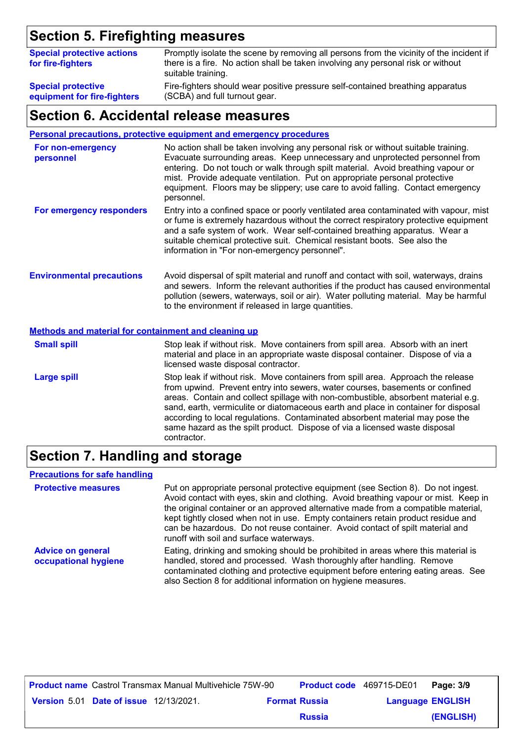## Section 5. Firefighting measures

| | |
|---|---|
| **Special protective actions for fire-fighters** | Promptly isolate the scene by removing all persons from the vicinity of the incident if there is a fire. No action shall be taken involving any personal risk or without suitable training. |
| **Special protective equipment for fire-fighters** | Fire-fighters should wear positive pressure self-contained breathing apparatus (SCBA) and full turnout gear. |

## Section 6. Accidental release measures

### Personal precautions, protective equipment and emergency procedures

| | |
|---|---|
| **For non-emergency personnel** | No action shall be taken involving any personal risk or without suitable training. Evacuate surrounding areas. Keep unnecessary and unprotected personnel from entering. Do not touch or walk through spilt material. Avoid breathing vapour or mist. Provide adequate ventilation. Put on appropriate personal protective equipment. Floors may be slippery; use care to avoid falling. Contact emergency personnel. |
| **For emergency responders** | Entry into a confined space or poorly ventilated area contaminated with vapour, mist or fume is extremely hazardous without the correct respiratory protective equipment and a safe system of work. Wear self-contained breathing apparatus. Wear a suitable chemical protective suit. Chemical resistant boots. See also the information in "For non-emergency personnel". |

| | |
|---|---|
| **Environmental precautions** | Avoid dispersal of spilt material and runoff and contact with soil, waterways, drains and sewers. Inform the relevant authorities if the product has caused environmental pollution (sewers, waterways, soil or air). Water polluting material. May be harmful to the environment if released in large quantities. |

### Methods and material for containment and cleaning up

| | |
|---|---|
| **Small spill** | Stop leak if without risk. Move containers from spill area. Absorb with an inert material and place in an appropriate waste disposal container. Dispose of via a licensed waste disposal contractor. |
| **Large spill** | Stop leak if without risk. Move containers from spill area. Approach the release from upwind. Prevent entry into sewers, water courses, basements or confined areas. Contain and collect spillage with non-combustible, absorbent material e.g. sand, earth, vermiculite or diatomaceous earth and place in container for disposal according to local regulations. Contaminated absorbent material may pose the same hazard as the spilt product. Dispose of via a licensed waste disposal contractor. |

## Section 7. Handling and storage

### Precautions for safe handling

| | |
|---|---|
| **Protective measures** | Put on appropriate personal protective equipment (see Section 8). Do not ingest. Avoid contact with eyes, skin and clothing. Avoid breathing vapour or mist. Keep in the original container or an approved alternative made from a compatible material, kept tightly closed when not in use. Empty containers retain product residue and can be hazardous. Do not reuse container. Avoid contact of spilt material and runoff with soil and surface waterways. |
| **Advice on general occupational hygiene** | Eating, drinking and smoking should be prohibited in areas where this material is handled, stored and processed. Wash thoroughly after handling. Remove contaminated clothing and protective equipment before entering eating areas. See also Section 8 for additional information on hygiene measures. |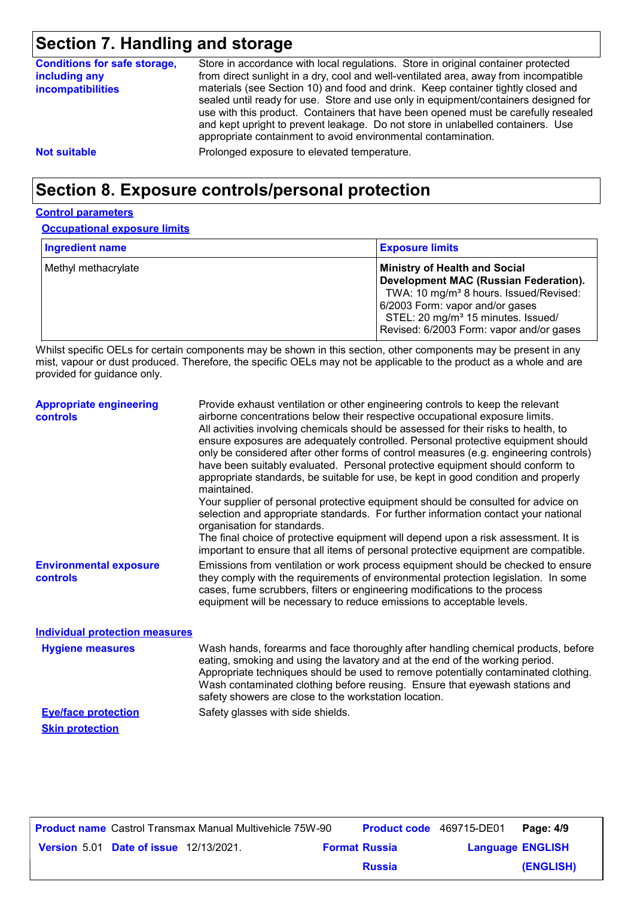## Section 7. Handling and storage

**Conditions for safe storage, including any incompatibilities**

Store in accordance with local regulations. Store in original container protected from direct sunlight in a dry, cool and well-ventilated area, away from incompatible materials (see Section 10) and food and drink. Keep container tightly closed and sealed until ready for use. Store and use only in equipment/containers designed for use with this product. Containers that have been opened must be carefully resealed and kept upright to prevent leakage. Do not store in unlabelled containers. Use appropriate containment to avoid environmental contamination.

**Not suitable**

Prolonged exposure to elevated temperature.

## Section 8. Exposure controls/personal protection

### Control parameters

#### Occupational exposure limits

| Ingredient name | Exposure limits |
|---|---|
| Methyl methacrylate | **Ministry of Health and Social Development MAC (Russian Federation).** TWA: 10 mg/m³ 8 hours. Issued/Revised: 6/2003 Form: vapor and/or gases STEL: 20 mg/m³ 15 minutes. Issued/ Revised: 6/2003 Form: vapor and/or gases |

Whilst specific OELs for certain components may be shown in this section, other components may be present in any mist, vapour or dust produced. Therefore, the specific OELs may not be applicable to the product as a whole and are provided for guidance only.

**Appropriate engineering controls**

Provide exhaust ventilation or other engineering controls to keep the relevant airborne concentrations below their respective occupational exposure limits.
All activities involving chemicals should be assessed for their risks to health, to ensure exposures are adequately controlled. Personal protective equipment should only be considered after other forms of control measures (e.g. engineering controls) have been suitably evaluated. Personal protective equipment should conform to appropriate standards, be suitable for use, be kept in good condition and properly maintained.
Your supplier of personal protective equipment should be consulted for advice on selection and appropriate standards. For further information contact your national organisation for standards.
The final choice of protective equipment will depend upon a risk assessment. It is important to ensure that all items of personal protective equipment are compatible.

**Environmental exposure controls**

Emissions from ventilation or work process equipment should be checked to ensure they comply with the requirements of environmental protection legislation. In some cases, fume scrubbers, filters or engineering modifications to the process equipment will be necessary to reduce emissions to acceptable levels.

### Individual protection measures

**Hygiene measures**

Wash hands, forearms and face thoroughly after handling chemical products, before eating, smoking and using the lavatory and at the end of the working period. Appropriate techniques should be used to remove potentially contaminated clothing. Wash contaminated clothing before reusing. Ensure that eyewash stations and safety showers are close to the workstation location.

**Eye/face protection**

Safety glasses with side shields.

**Skin protection**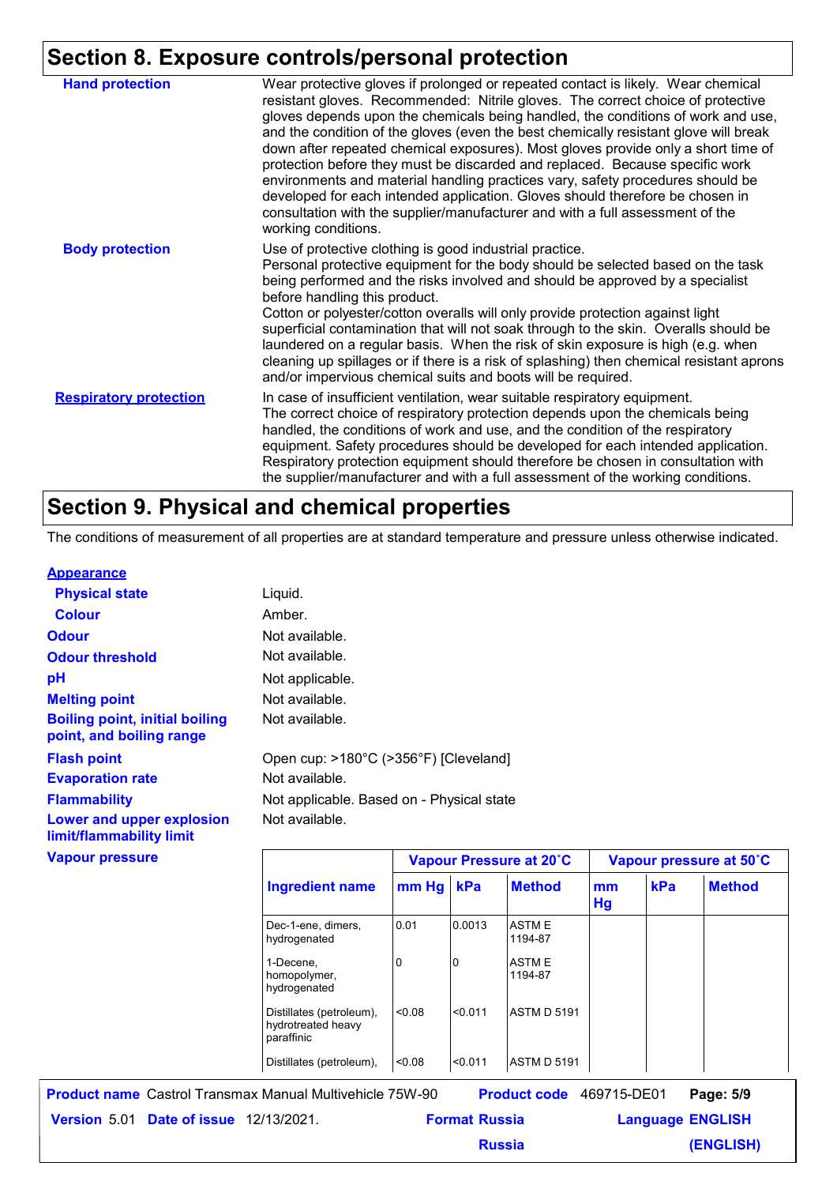## Section 8. Exposure controls/personal protection

**Hand protection**

Wear protective gloves if prolonged or repeated contact is likely. Wear chemical resistant gloves. Recommended: Nitrile gloves. The correct choice of protective gloves depends upon the chemicals being handled, the conditions of work and use, and the condition of the gloves (even the best chemically resistant glove will break down after repeated chemical exposures). Most gloves provide only a short time of protection before they must be discarded and replaced. Because specific work environments and material handling practices vary, safety procedures should be developed for each intended application. Gloves should therefore be chosen in consultation with the supplier/manufacturer and with a full assessment of the working conditions.

**Body protection**

Use of protective clothing is good industrial practice.
Personal protective equipment for the body should be selected based on the task being performed and the risks involved and should be approved by a specialist before handling this product.
Cotton or polyester/cotton overalls will only provide protection against light superficial contamination that will not soak through to the skin. Overalls should be laundered on a regular basis. When the risk of skin exposure is high (e.g. when cleaning up spillages or if there is a risk of splashing) then chemical resistant aprons and/or impervious chemical suits and boots will be required.

**Respiratory protection**

In case of insufficient ventilation, wear suitable respiratory equipment.
The correct choice of respiratory protection depends upon the chemicals being handled, the conditions of work and use, and the condition of the respiratory equipment. Safety procedures should be developed for each intended application. Respiratory protection equipment should therefore be chosen in consultation with the supplier/manufacturer and with a full assessment of the working conditions.

## Section 9. Physical and chemical properties

The conditions of measurement of all properties are at standard temperature and pressure unless otherwise indicated.

**Appearance**

| | |
|---|---|
| **Physical state** | Liquid. |
| **Colour** | Amber. |
| **Odour** | Not available. |
| **Odour threshold** | Not available. |
| **pH** | Not applicable. |
| **Melting point** | Not available. |
| **Boiling point, initial boiling point, and boiling range** | Not available. |
| **Flash point** | Open cup: >180°C (>356°F) [Cleveland] |
| **Evaporation rate** | Not available. |
| **Flammability** | Not applicable. Based on - Physical state |
| **Lower and upper explosion limit/flammability limit** | Not available. |

**Vapour pressure**

| | Vapour Pressure at 20˚C | | | Vapour pressure at 50˚C | | |
|---|---|---|---|---|---|---|
| **Ingredient name** | **mm Hg** | **kPa** | **Method** | **mm Hg** | **kPa** | **Method** |
| Dec-1-ene, dimers, hydrogenated | 0.01 | 0.0013 | ASTM E 1194-87 | | | |
| 1-Decene, homopolymer, hydrogenated | 0 | 0 | ASTM E 1194-87 | | | |
| Distillates (petroleum), hydrotreated heavy paraffinic | <0.08 | <0.011 | ASTM D 5191 | | | |
| Distillates (petroleum), | <0.08 | <0.011 | ASTM D 5191 | | | |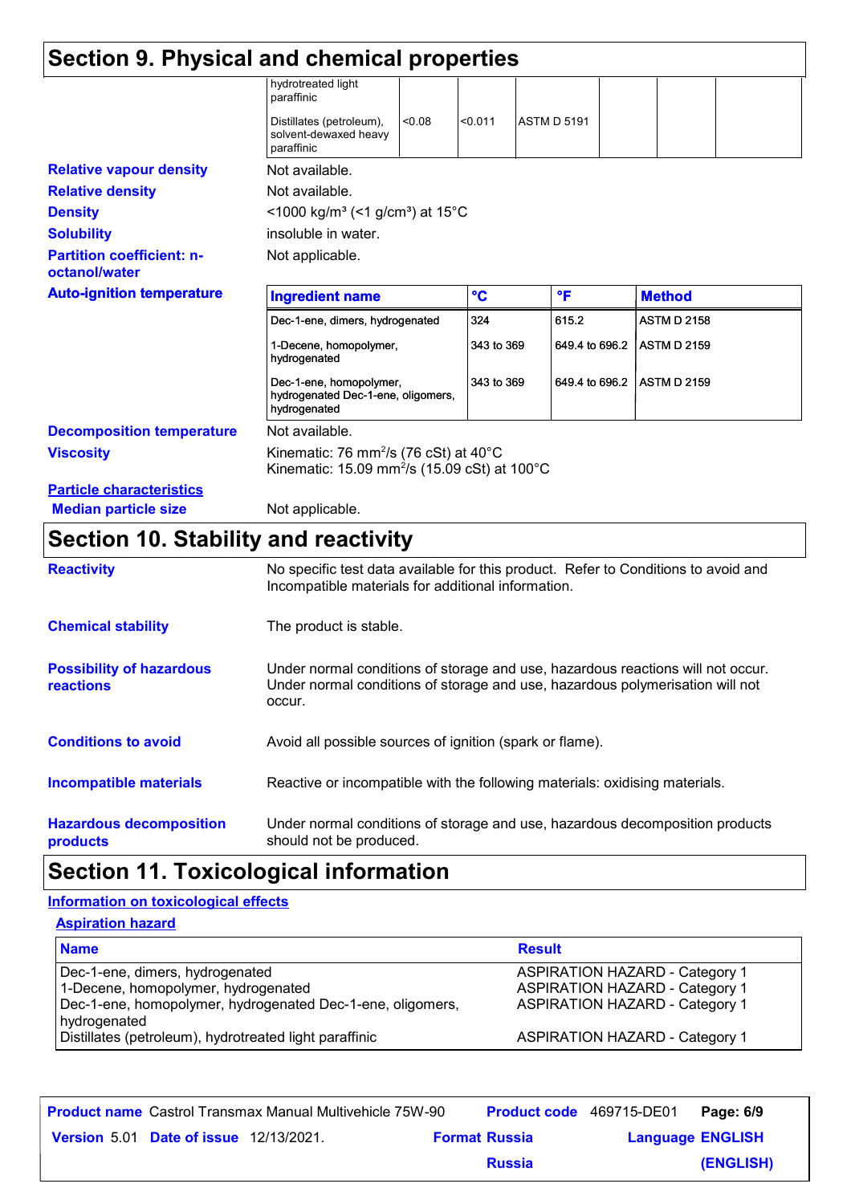## Section 9. Physical and chemical properties

| | | | | | | |
|---|---|---|---|---|---|---|
| hydrotreated light paraffinic | | | | | | |
| Distillates (petroleum), solvent-dewaxed heavy paraffinic | <0.08 | <0.011 | ASTM D 5191 | | | |

**Relative vapour density** Not available.

**Relative density** Not available.

**Density** <1000 kg/m³ (<1 g/cm³) at 15°C

**Solubility** insoluble in water.

**Partition coefficient: n-octanol/water** Not applicable.

**Auto-ignition temperature**

| Ingredient name | °C | °F | Method |
|---|---|---|---|
| Dec-1-ene, dimers, hydrogenated | 324 | 615.2 | ASTM D 2158 |
| 1-Decene, homopolymer, hydrogenated | 343 to 369 | 649.4 to 696.2 | ASTM D 2159 |
| Dec-1-ene, homopolymer, hydrogenated Dec-1-ene, oligomers, hydrogenated | 343 to 369 | 649.4 to 696.2 | ASTM D 2159 |

**Decomposition temperature** Not available.

**Viscosity** Kinematic: 76 mm$^2$/s (76 cSt) at 40°C
Kinematic: 15.09 mm$^2$/s (15.09 cSt) at 100°C

**Particle characteristics**

**Median particle size** Not applicable.

## Section 10. Stability and reactivity

**Reactivity** No specific test data available for this product. Refer to Conditions to avoid and Incompatible materials for additional information.

**Chemical stability** The product is stable.

**Possibility of hazardous reactions** Under normal conditions of storage and use, hazardous reactions will not occur. Under normal conditions of storage and use, hazardous polymerisation will not occur.

**Conditions to avoid** Avoid all possible sources of ignition (spark or flame).

**Incompatible materials** Reactive or incompatible with the following materials: oxidising materials.

**Hazardous decomposition products** Under normal conditions of storage and use, hazardous decomposition products should not be produced.

## Section 11. Toxicological information

**Information on toxicological effects**

**Aspiration hazard**

| Name | Result |
|---|---|
| Dec-1-ene, dimers, hydrogenated | ASPIRATION HAZARD - Category 1 |
| 1-Decene, homopolymer, hydrogenated | ASPIRATION HAZARD - Category 1 |
| Dec-1-ene, homopolymer, hydrogenated Dec-1-ene, oligomers, hydrogenated | ASPIRATION HAZARD - Category 1 |
| Distillates (petroleum), hydrotreated light paraffinic | ASPIRATION HAZARD - Category 1 |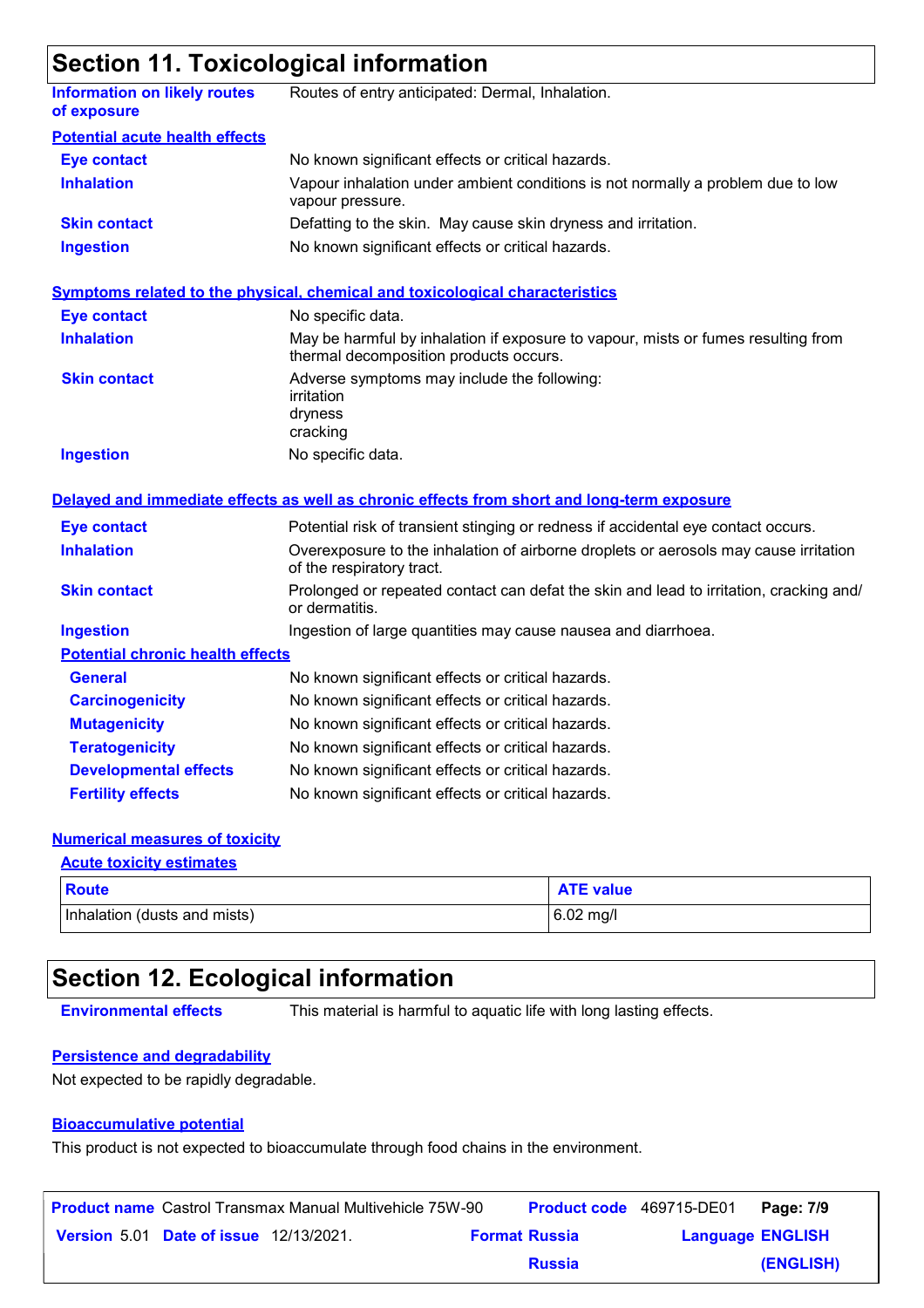## Section 11. Toxicological information

**Information on likely routes of exposure**: Routes of entry anticipated: Dermal, Inhalation.

### Potential acute health effects

**Eye contact**: No known significant effects or critical hazards.

**Inhalation**: Vapour inhalation under ambient conditions is not normally a problem due to low vapour pressure.

**Skin contact**: Defatting to the skin. May cause skin dryness and irritation.

**Ingestion**: No known significant effects or critical hazards.

### Symptoms related to the physical, chemical and toxicological characteristics

**Eye contact**: No specific data.

**Inhalation**: May be harmful by inhalation if exposure to vapour, mists or fumes resulting from thermal decomposition products occurs.

**Skin contact**: Adverse symptoms may include the following:
irritation
dryness
cracking

**Ingestion**: No specific data.

### Delayed and immediate effects as well as chronic effects from short and long-term exposure

**Eye contact**: Potential risk of transient stinging or redness if accidental eye contact occurs.

**Inhalation**: Overexposure to the inhalation of airborne droplets or aerosols may cause irritation of the respiratory tract.

**Skin contact**: Prolonged or repeated contact can defat the skin and lead to irritation, cracking and/ or dermatitis.

**Ingestion**: Ingestion of large quantities may cause nausea and diarrhoea.

#### Potential chronic health effects

**General**: No known significant effects or critical hazards.

**Carcinogenicity**: No known significant effects or critical hazards.

**Mutagenicity**: No known significant effects or critical hazards.

**Teratogenicity**: No known significant effects or critical hazards.

**Developmental effects**: No known significant effects or critical hazards.

**Fertility effects**: No known significant effects or critical hazards.

### Numerical measures of toxicity

#### Acute toxicity estimates

| Route | ATE value |
|---|---|
| Inhalation (dusts and mists) | 6.02 mg/l |

## Section 12. Ecological information

**Environmental effects**: This material is harmful to aquatic life with long lasting effects.

### Persistence and degradability

Not expected to be rapidly degradable.

### Bioaccumulative potential

This product is not expected to bioaccumulate through food chains in the environment.

| **Product name** Castrol Transmax Manual Multivehicle 75W-90 | **Product code** 469715-DE01 | **Page: 7/9** |
|---|---|---|
| **Version** 5.01 **Date of issue** 12/13/2021. | **Format Russia Russia** | **Language ENGLISH (ENGLISH)** |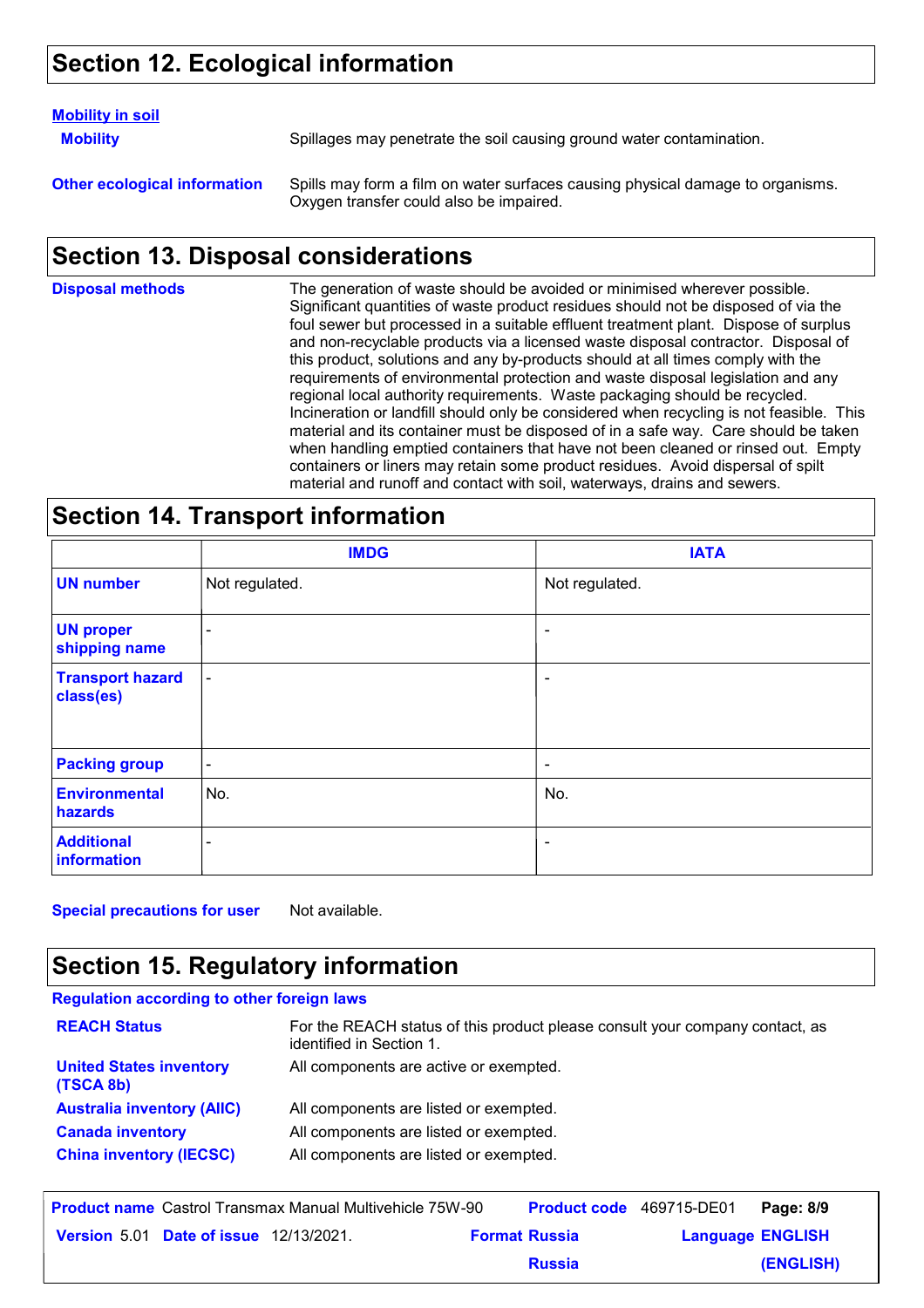## Section 12. Ecological information

**Mobility in soil**

**Mobility** Spillages may penetrate the soil causing ground water contamination.

**Other ecological information** Spills may form a film on water surfaces causing physical damage to organisms. Oxygen transfer could also be impaired.

## Section 13. Disposal considerations

**Disposal methods** The generation of waste should be avoided or minimised wherever possible. Significant quantities of waste product residues should not be disposed of via the foul sewer but processed in a suitable effluent treatment plant. Dispose of surplus and non-recyclable products via a licensed waste disposal contractor. Disposal of this product, solutions and any by-products should at all times comply with the requirements of environmental protection and waste disposal legislation and any regional local authority requirements. Waste packaging should be recycled. Incineration or landfill should only be considered when recycling is not feasible. This material and its container must be disposed of in a safe way. Care should be taken when handling emptied containers that have not been cleaned or rinsed out. Empty containers or liners may retain some product residues. Avoid dispersal of spilt material and runoff and contact with soil, waterways, drains and sewers.

## Section 14. Transport information

| | IMDG | IATA |
|---|---|---|
| UN number | Not regulated. | Not regulated. |
| UN proper shipping name | - | - |
| Transport hazard class(es) | - | - |
| Packing group | - | - |
| Environmental hazards | No. | No. |
| Additional information | - | - |

**Special precautions for user** Not available.

## Section 15. Regulatory information

**Regulation according to other foreign laws**

**REACH Status** For the REACH status of this product please consult your company contact, as identified in Section 1.

**United States inventory (TSCA 8b)** All components are active or exempted.

**Australia inventory (AIIC)** All components are listed or exempted.

**Canada inventory** All components are listed or exempted.

**China inventory (IECSC)** All components are listed or exempted.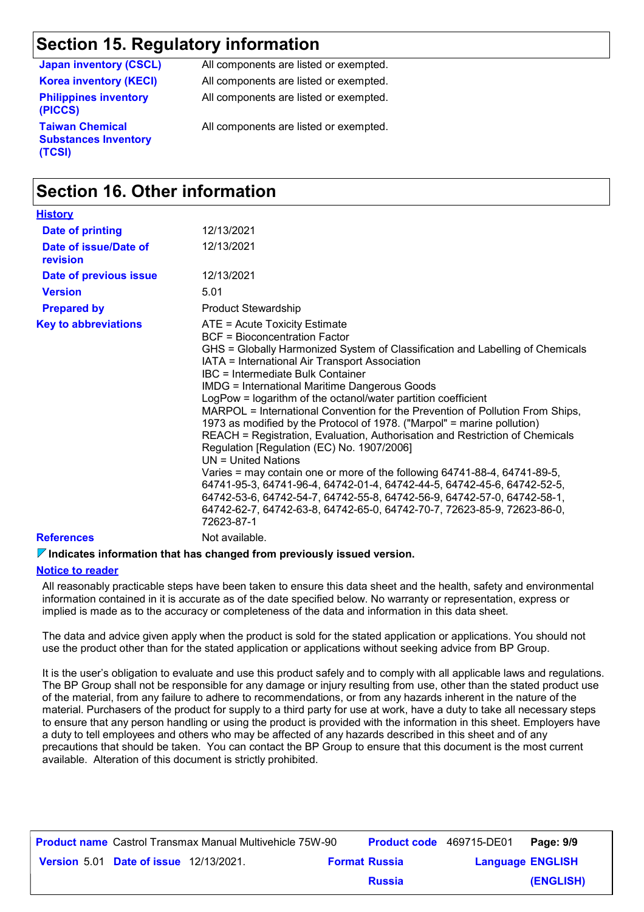## Section 15. Regulatory information

| | |
|---|---|
| **Japan inventory (CSCL)** | All components are listed or exempted. |
| **Korea inventory (KECI)** | All components are listed or exempted. |
| **Philippines inventory (PICCS)** | All components are listed or exempted. |
| **Taiwan Chemical Substances Inventory (TCSI)** | All components are listed or exempted. |

## Section 16. Other information

**History**

| | |
|---|---|
| **Date of printing** | 12/13/2021 |
| **Date of issue/Date of revision** | 12/13/2021 |
| **Date of previous issue** | 12/13/2021 |
| **Version** | 5.01 |
| **Prepared by** | Product Stewardship |

**Key to abbreviations**

ATE = Acute Toxicity Estimate
BCF = Bioconcentration Factor
GHS = Globally Harmonized System of Classification and Labelling of Chemicals
IATA = International Air Transport Association
IBC = Intermediate Bulk Container
IMDG = International Maritime Dangerous Goods
LogPow = logarithm of the octanol/water partition coefficient
MARPOL = International Convention for the Prevention of Pollution From Ships, 1973 as modified by the Protocol of 1978. ("Marpol" = marine pollution)
REACH = Registration, Evaluation, Authorisation and Restriction of Chemicals Regulation [Regulation (EC) No. 1907/2006]
UN = United Nations
Varies = may contain one or more of the following 64741-88-4, 64741-89-5, 64741-95-3, 64741-96-4, 64742-01-4, 64742-44-5, 64742-45-6, 64742-52-5, 64742-53-6, 64742-54-7, 64742-55-8, 64742-56-9, 64742-57-0, 64742-58-1, 64742-62-7, 64742-63-8, 64742-65-0, 64742-70-7, 72623-85-9, 72623-86-0, 72623-87-1

**References** Not available.

**Indicates information that has changed from previously issued version.**

**Notice to reader**

All reasonably practicable steps have been taken to ensure this data sheet and the health, safety and environmental information contained in it is accurate as of the date specified below. No warranty or representation, express or implied is made as to the accuracy or completeness of the data and information in this data sheet.

The data and advice given apply when the product is sold for the stated application or applications. You should not use the product other than for the stated application or applications without seeking advice from BP Group.

It is the user's obligation to evaluate and use this product safely and to comply with all applicable laws and regulations. The BP Group shall not be responsible for any damage or injury resulting from use, other than the stated product use of the material, from any failure to adhere to recommendations, or from any hazards inherent in the nature of the material. Purchasers of the product for supply to a third party for use at work, have a duty to take all necessary steps to ensure that any person handling or using the product is provided with the information in this sheet. Employers have a duty to tell employees and others who may be affected of any hazards described in this sheet and of any precautions that should be taken. You can contact the BP Group to ensure that this document is the most current available. Alteration of this document is strictly prohibited.